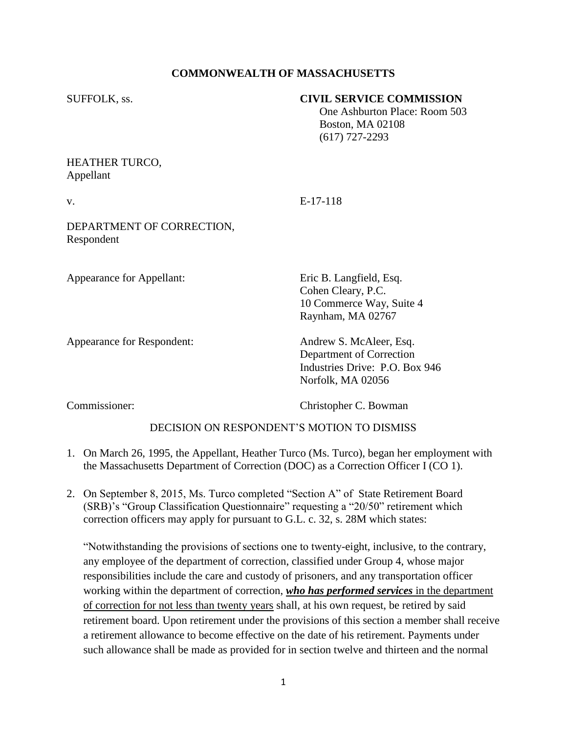**COMMONWEALTH OF MASSACHUSETTS**

SUFFOLK, ss.

**CIVIL SERVICE COMMISSION**
One Ashburton Place: Room 503
Boston, MA 02108
(617) 727-2293

HEATHER TURCO,
Appellant

v. E-17-118

DEPARTMENT OF CORRECTION,
Respondent

Appearance for Appellant: Eric B. Langfield, Esq.
Cohen Cleary, P.C.
10 Commerce Way, Suite 4
Raynham, MA 02767

Appearance for Respondent: Andrew S. McAleer, Esq.
Department of Correction
Industries Drive: P.O. Box 946
Norfolk, MA 02056

Commissioner: Christopher C. Bowman

DECISION ON RESPONDENT'S MOTION TO DISMISS

1. On March 26, 1995, the Appellant, Heather Turco (Ms. Turco), began her employment with the Massachusetts Department of Correction (DOC) as a Correction Officer I (CO 1).

2. On September 8, 2015, Ms. Turco completed "Section A" of State Retirement Board (SRB)'s "Group Classification Questionnaire" requesting a "20/50" retirement which correction officers may apply for pursuant to G.L. c. 32, s. 28M which states:

   "Notwithstanding the provisions of sections one to twenty-eight, inclusive, to the contrary, any employee of the department of correction, classified under Group 4, whose major responsibilities include the care and custody of prisoners, and any transportation officer working within the department of correction, <u>***who has performed services*** in the department of correction for not less than twenty years</u> shall, at his own request, be retired by said retirement board. Upon retirement under the provisions of this section a member shall receive a retirement allowance to become effective on the date of his retirement. Payments under such allowance shall be made as provided for in section twelve and thirteen and the normal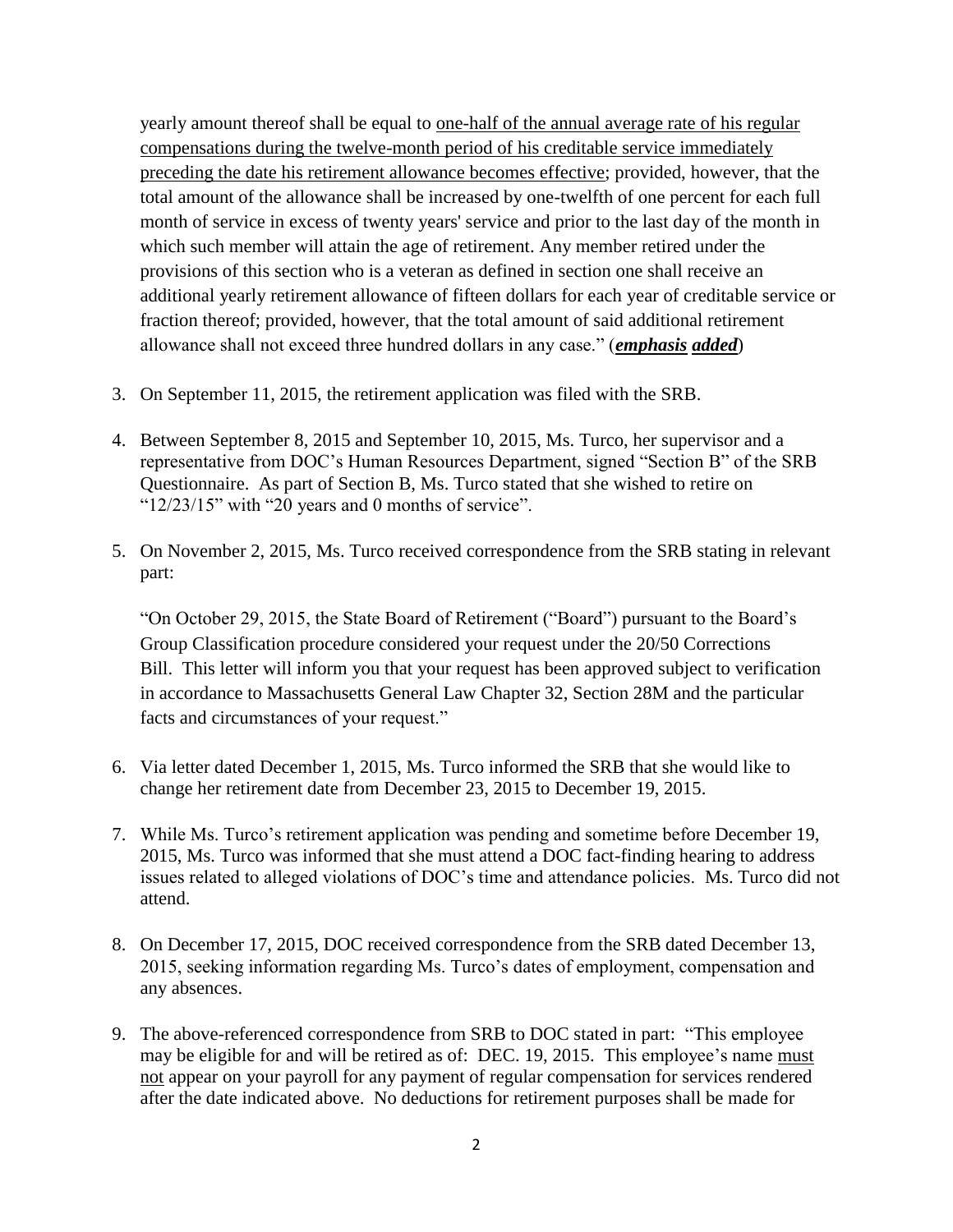yearly amount thereof shall be equal to <u>one-half of the annual average rate of his regular compensations during the twelve-month period of his creditable service immediately preceding the date his retirement allowance becomes effective</u>; provided, however, that the total amount of the allowance shall be increased by one-twelfth of one percent for each full month of service in excess of twenty years' service and prior to the last day of the month in which such member will attain the age of retirement. Any member retired under the provisions of this section who is a veteran as defined in section one shall receive an additional yearly retirement allowance of fifteen dollars for each year of creditable service or fraction thereof; provided, however, that the total amount of said additional retirement allowance shall not exceed three hundred dollars in any case." (***emphasis added***)

3. On September 11, 2015, the retirement application was filed with the SRB.

4. Between September 8, 2015 and September 10, 2015, Ms. Turco, her supervisor and a representative from DOC's Human Resources Department, signed "Section B" of the SRB Questionnaire. As part of Section B, Ms. Turco stated that she wished to retire on "12/23/15" with "20 years and 0 months of service".

5. On November 2, 2015, Ms. Turco received correspondence from the SRB stating in relevant part:

   "On October 29, 2015, the State Board of Retirement ("Board") pursuant to the Board's Group Classification procedure considered your request under the 20/50 Corrections Bill. This letter will inform you that your request has been approved subject to verification in accordance to Massachusetts General Law Chapter 32, Section 28M and the particular facts and circumstances of your request."

6. Via letter dated December 1, 2015, Ms. Turco informed the SRB that she would like to change her retirement date from December 23, 2015 to December 19, 2015.

7. While Ms. Turco's retirement application was pending and sometime before December 19, 2015, Ms. Turco was informed that she must attend a DOC fact-finding hearing to address issues related to alleged violations of DOC's time and attendance policies. Ms. Turco did not attend.

8. On December 17, 2015, DOC received correspondence from the SRB dated December 13, 2015, seeking information regarding Ms. Turco's dates of employment, compensation and any absences.

9. The above-referenced correspondence from SRB to DOC stated in part: "This employee may be eligible for and will be retired as of: DEC. 19, 2015. This employee's name <u>must not</u> appear on your payroll for any payment of regular compensation for services rendered after the date indicated above. No deductions for retirement purposes shall be made for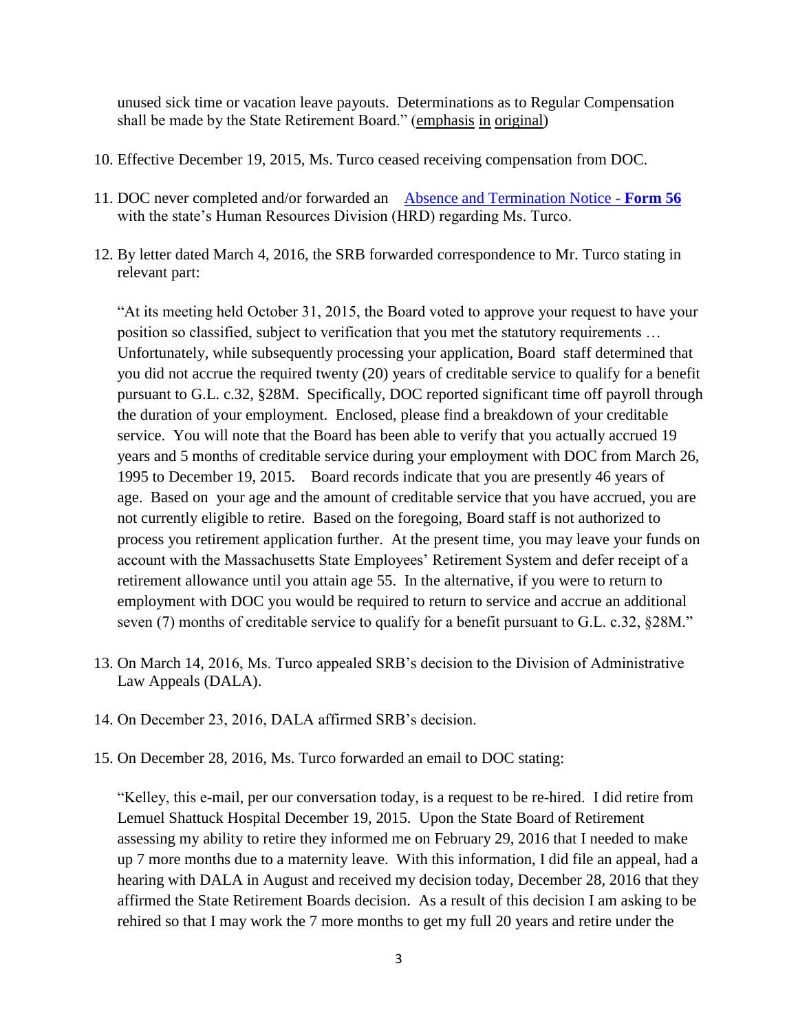unused sick time or vacation leave payouts. Determinations as to Regular Compensation shall be made by the State Retirement Board." (emphasis in original)

10. Effective December 19, 2015, Ms. Turco ceased receiving compensation from DOC.

11. DOC never completed and/or forwarded an Absence and Termination Notice - **Form 56** with the state's Human Resources Division (HRD) regarding Ms. Turco.

12. By letter dated March 4, 2016, the SRB forwarded correspondence to Mr. Turco stating in relevant part:

    "At its meeting held October 31, 2015, the Board voted to approve your request to have your position so classified, subject to verification that you met the statutory requirements … Unfortunately, while subsequently processing your application, Board staff determined that you did not accrue the required twenty (20) years of creditable service to qualify for a benefit pursuant to G.L. c.32, §28M. Specifically, DOC reported significant time off payroll through the duration of your employment. Enclosed, please find a breakdown of your creditable service. You will note that the Board has been able to verify that you actually accrued 19 years and 5 months of creditable service during your employment with DOC from March 26, 1995 to December 19, 2015. Board records indicate that you are presently 46 years of age. Based on your age and the amount of creditable service that you have accrued, you are not currently eligible to retire. Based on the foregoing, Board staff is not authorized to process you retirement application further. At the present time, you may leave your funds on account with the Massachusetts State Employees' Retirement System and defer receipt of a retirement allowance until you attain age 55. In the alternative, if you were to return to employment with DOC you would be required to return to service and accrue an additional seven (7) months of creditable service to qualify for a benefit pursuant to G.L. c.32, §28M."

13. On March 14, 2016, Ms. Turco appealed SRB's decision to the Division of Administrative Law Appeals (DALA).

14. On December 23, 2016, DALA affirmed SRB's decision.

15. On December 28, 2016, Ms. Turco forwarded an email to DOC stating:

    "Kelley, this e-mail, per our conversation today, is a request to be re-hired. I did retire from Lemuel Shattuck Hospital December 19, 2015. Upon the State Board of Retirement assessing my ability to retire they informed me on February 29, 2016 that I needed to make up 7 more months due to a maternity leave. With this information, I did file an appeal, had a hearing with DALA in August and received my decision today, December 28, 2016 that they affirmed the State Retirement Boards decision. As a result of this decision I am asking to be rehired so that I may work the 7 more months to get my full 20 years and retire under the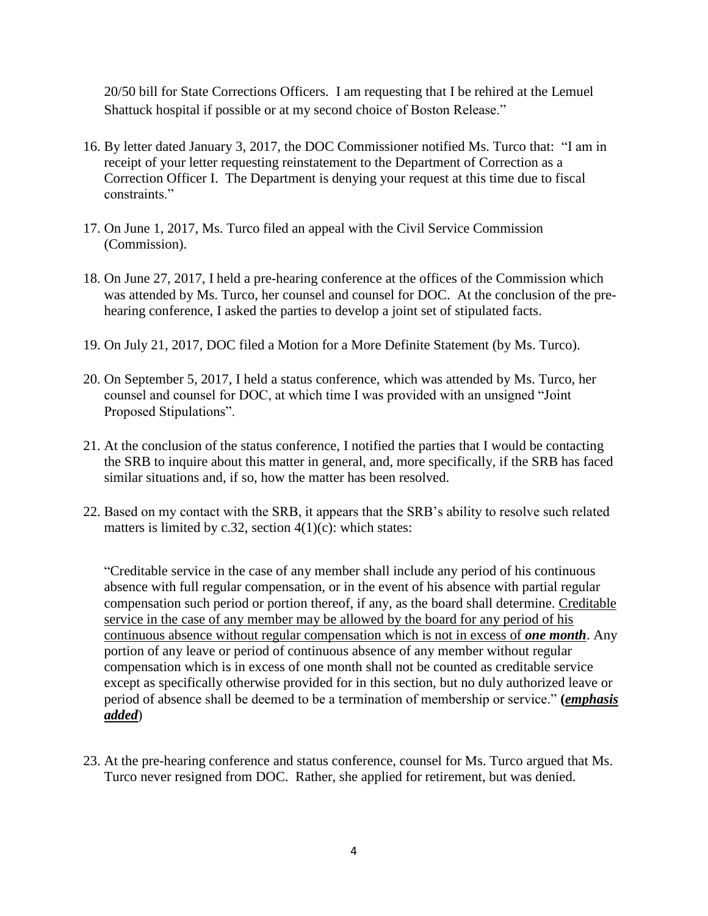20/50 bill for State Corrections Officers. I am requesting that I be rehired at the Lemuel Shattuck hospital if possible or at my second choice of Boston Release."

16. By letter dated January 3, 2017, the DOC Commissioner notified Ms. Turco that: "I am in receipt of your letter requesting reinstatement to the Department of Correction as a Correction Officer I. The Department is denying your request at this time due to fiscal constraints."

17. On June 1, 2017, Ms. Turco filed an appeal with the Civil Service Commission (Commission).

18. On June 27, 2017, I held a pre-hearing conference at the offices of the Commission which was attended by Ms. Turco, her counsel and counsel for DOC. At the conclusion of the pre-hearing conference, I asked the parties to develop a joint set of stipulated facts.

19. On July 21, 2017, DOC filed a Motion for a More Definite Statement (by Ms. Turco).

20. On September 5, 2017, I held a status conference, which was attended by Ms. Turco, her counsel and counsel for DOC, at which time I was provided with an unsigned "Joint Proposed Stipulations".

21. At the conclusion of the status conference, I notified the parties that I would be contacting the SRB to inquire about this matter in general, and, more specifically, if the SRB has faced similar situations and, if so, how the matter has been resolved.

22. Based on my contact with the SRB, it appears that the SRB's ability to resolve such related matters is limited by c.32, section 4(1)(c): which states:

    "Creditable service in the case of any member shall include any period of his continuous absence with full regular compensation, or in the event of his absence with partial regular compensation such period or portion thereof, if any, as the board shall determine. <u>Creditable service in the case of any member may be allowed by the board for any period of his continuous absence without regular compensation which is not in excess of</u> ***<u>one month</u>***. Any portion of any leave or period of continuous absence of any member without regular compensation which is in excess of one month shall not be counted as creditable service except as specifically otherwise provided for in this section, but no duly authorized leave or period of absence shall be deemed to be a termination of membership or service." **(*<u>emphasis added</u>*)**

23. At the pre-hearing conference and status conference, counsel for Ms. Turco argued that Ms. Turco never resigned from DOC. Rather, she applied for retirement, but was denied.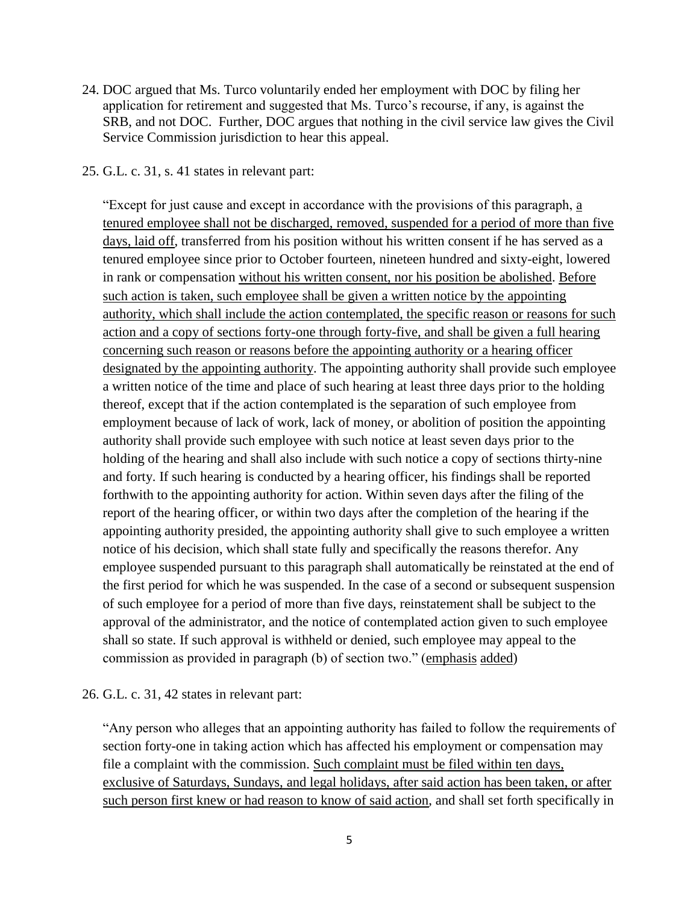24. DOC argued that Ms. Turco voluntarily ended her employment with DOC by filing her application for retirement and suggested that Ms. Turco's recourse, if any, is against the SRB, and not DOC. Further, DOC argues that nothing in the civil service law gives the Civil Service Commission jurisdiction to hear this appeal.

25. G.L. c. 31, s. 41 states in relevant part:

    "Except for just cause and except in accordance with the provisions of this paragraph, <u>a tenured employee shall not be discharged, removed, suspended for a period of more than five days, laid off</u>, transferred from his position without his written consent if he has served as a tenured employee since prior to October fourteen, nineteen hundred and sixty-eight, lowered in rank or compensation <u>without his written consent, nor his position be abolished</u>. <u>Before such action is taken, such employee shall be given a written notice by the appointing authority, which shall include the action contemplated, the specific reason or reasons for such action and a copy of sections forty-one through forty-five, and shall be given a full hearing concerning such reason or reasons before the appointing authority or a hearing officer designated by the appointing authority</u>. The appointing authority shall provide such employee a written notice of the time and place of such hearing at least three days prior to the holding thereof, except that if the action contemplated is the separation of such employee from employment because of lack of work, lack of money, or abolition of position the appointing authority shall provide such employee with such notice at least seven days prior to the holding of the hearing and shall also include with such notice a copy of sections thirty-nine and forty. If such hearing is conducted by a hearing officer, his findings shall be reported forthwith to the appointing authority for action. Within seven days after the filing of the report of the hearing officer, or within two days after the completion of the hearing if the appointing authority presided, the appointing authority shall give to such employee a written notice of his decision, which shall state fully and specifically the reasons therefor. Any employee suspended pursuant to this paragraph shall automatically be reinstated at the end of the first period for which he was suspended. In the case of a second or subsequent suspension of such employee for a period of more than five days, reinstatement shall be subject to the approval of the administrator, and the notice of contemplated action given to such employee shall so state. If such approval is withheld or denied, such employee may appeal to the commission as provided in paragraph (b) of section two." (<u>emphasis</u> <u>added</u>)

26. G.L. c. 31, 42 states in relevant part:

    "Any person who alleges that an appointing authority has failed to follow the requirements of section forty-one in taking action which has affected his employment or compensation may file a complaint with the commission. <u>Such complaint must be filed within ten days, exclusive of Saturdays, Sundays, and legal holidays, after said action has been taken, or after such person first knew or had reason to know of said action</u>, and shall set forth specifically in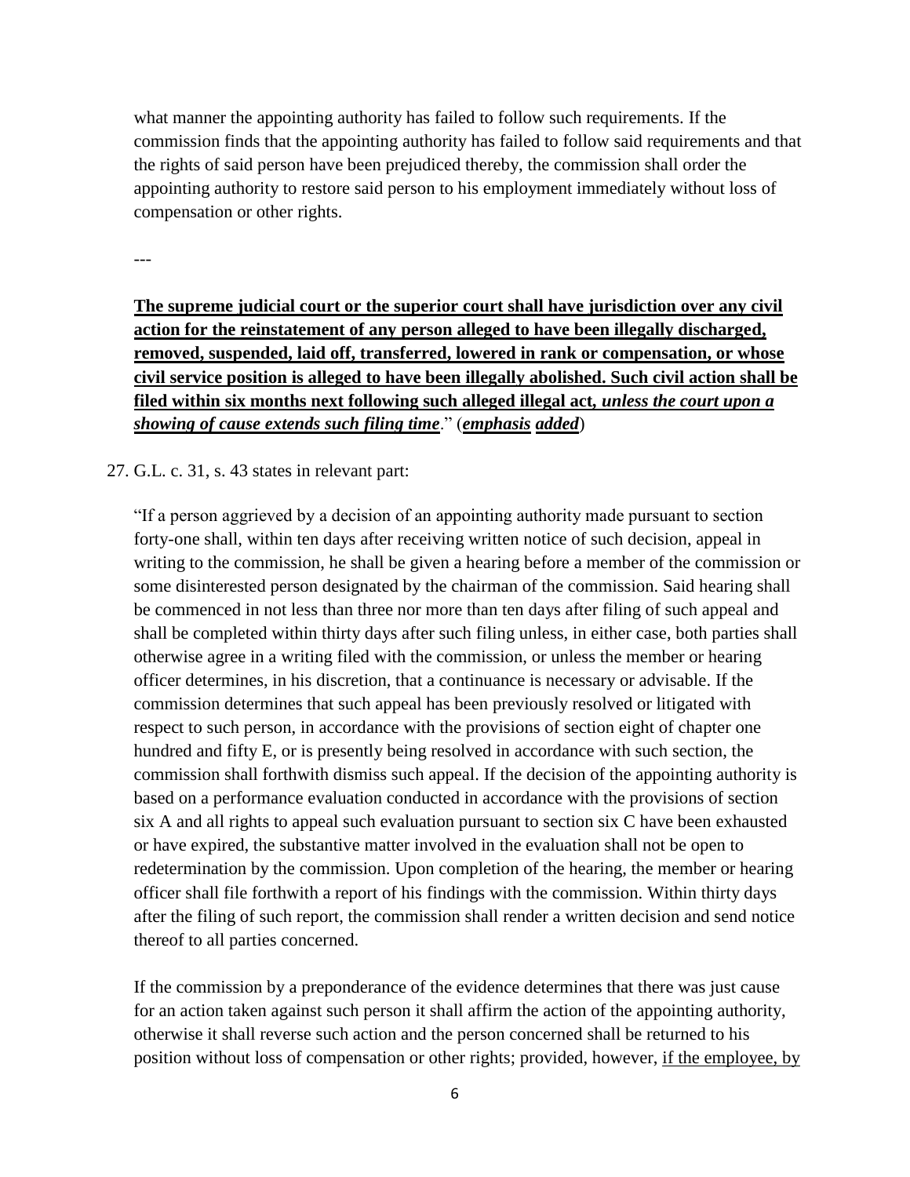what manner the appointing authority has failed to follow such requirements. If the commission finds that the appointing authority has failed to follow said requirements and that the rights of said person have been prejudiced thereby, the commission shall order the appointing authority to restore said person to his employment immediately without loss of compensation or other rights.

---

<u>**The supreme judicial court or the superior court shall have jurisdiction over any civil action for the reinstatement of any person alleged to have been illegally discharged, removed, suspended, laid off, transferred, lowered in rank or compensation, or whose civil service position is alleged to have been illegally abolished. Such civil action shall be filed within six months next following such alleged illegal act, *unless the court upon a showing of cause extends such filing time*.**</u>" (***<u>emphasis</u> <u>added</u>***)

27. G.L. c. 31, s. 43 states in relevant part:

"If a person aggrieved by a decision of an appointing authority made pursuant to section forty-one shall, within ten days after receiving written notice of such decision, appeal in writing to the commission, he shall be given a hearing before a member of the commission or some disinterested person designated by the chairman of the commission. Said hearing shall be commenced in not less than three nor more than ten days after filing of such appeal and shall be completed within thirty days after such filing unless, in either case, both parties shall otherwise agree in a writing filed with the commission, or unless the member or hearing officer determines, in his discretion, that a continuance is necessary or advisable. If the commission determines that such appeal has been previously resolved or litigated with respect to such person, in accordance with the provisions of section eight of chapter one hundred and fifty E, or is presently being resolved in accordance with such section, the commission shall forthwith dismiss such appeal. If the decision of the appointing authority is based on a performance evaluation conducted in accordance with the provisions of section six A and all rights to appeal such evaluation pursuant to section six C have been exhausted or have expired, the substantive matter involved in the evaluation shall not be open to redetermination by the commission. Upon completion of the hearing, the member or hearing officer shall file forthwith a report of his findings with the commission. Within thirty days after the filing of such report, the commission shall render a written decision and send notice thereof to all parties concerned.

If the commission by a preponderance of the evidence determines that there was just cause for an action taken against such person it shall affirm the action of the appointing authority, otherwise it shall reverse such action and the person concerned shall be returned to his position without loss of compensation or other rights; provided, however, <u>if the employee, by</u>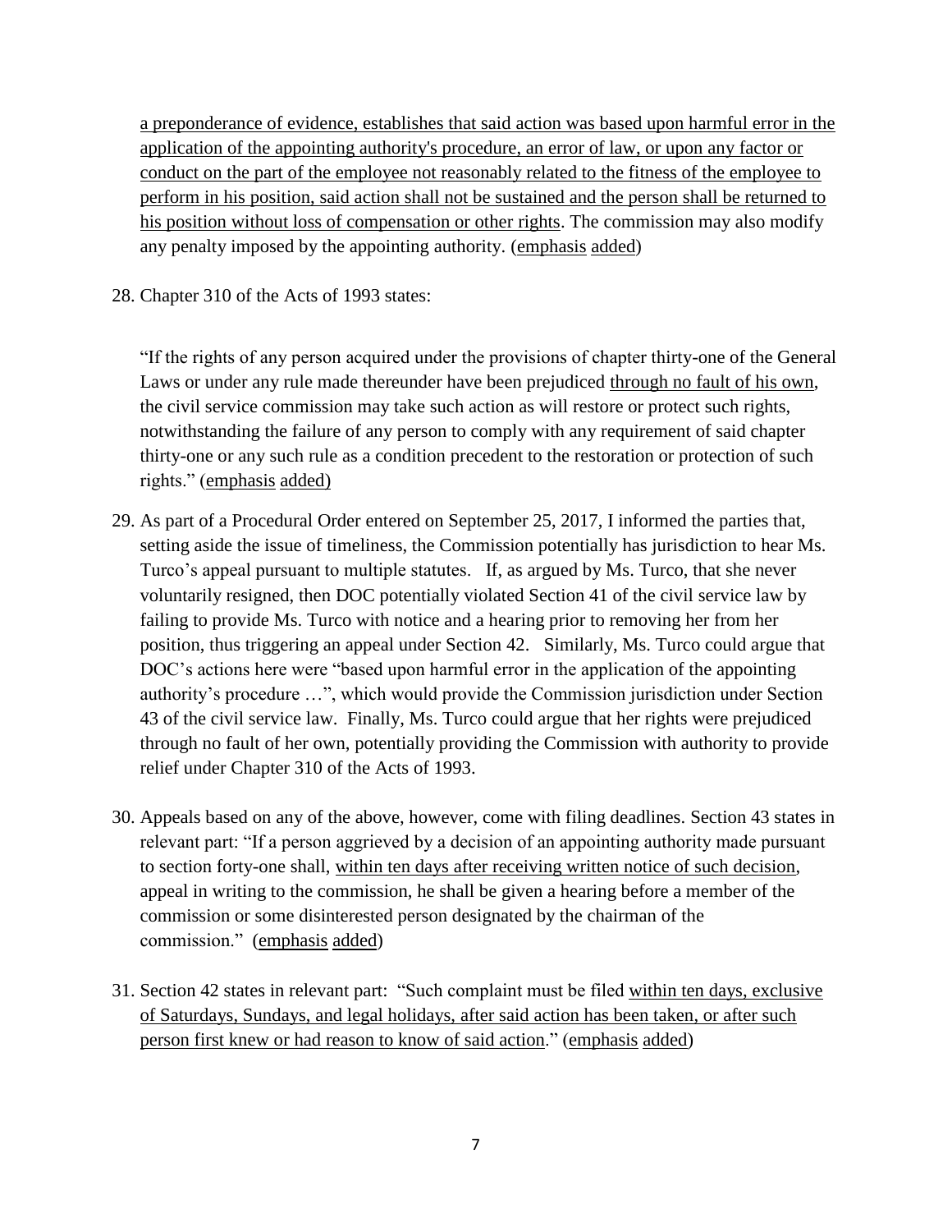a preponderance of evidence, establishes that said action was based upon harmful error in the application of the appointing authority's procedure, an error of law, or upon any factor or conduct on the part of the employee not reasonably related to the fitness of the employee to perform in his position, said action shall not be sustained and the person shall be returned to his position without loss of compensation or other rights. The commission may also modify any penalty imposed by the appointing authority. (emphasis added)

28. Chapter 310 of the Acts of 1993 states:

    "If the rights of any person acquired under the provisions of chapter thirty-one of the General Laws or under any rule made thereunder have been prejudiced through no fault of his own, the civil service commission may take such action as will restore or protect such rights, notwithstanding the failure of any person to comply with any requirement of said chapter thirty-one or any such rule as a condition precedent to the restoration or protection of such rights." (emphasis added)

29. As part of a Procedural Order entered on September 25, 2017, I informed the parties that, setting aside the issue of timeliness, the Commission potentially has jurisdiction to hear Ms. Turco's appeal pursuant to multiple statutes. If, as argued by Ms. Turco, that she never voluntarily resigned, then DOC potentially violated Section 41 of the civil service law by failing to provide Ms. Turco with notice and a hearing prior to removing her from her position, thus triggering an appeal under Section 42. Similarly, Ms. Turco could argue that DOC's actions here were "based upon harmful error in the application of the appointing authority's procedure …", which would provide the Commission jurisdiction under Section 43 of the civil service law. Finally, Ms. Turco could argue that her rights were prejudiced through no fault of her own, potentially providing the Commission with authority to provide relief under Chapter 310 of the Acts of 1993.

30. Appeals based on any of the above, however, come with filing deadlines. Section 43 states in relevant part: "If a person aggrieved by a decision of an appointing authority made pursuant to section forty-one shall, within ten days after receiving written notice of such decision, appeal in writing to the commission, he shall be given a hearing before a member of the commission or some disinterested person designated by the chairman of the commission." (emphasis added)

31. Section 42 states in relevant part: "Such complaint must be filed within ten days, exclusive of Saturdays, Sundays, and legal holidays, after said action has been taken, or after such person first knew or had reason to know of said action." (emphasis added)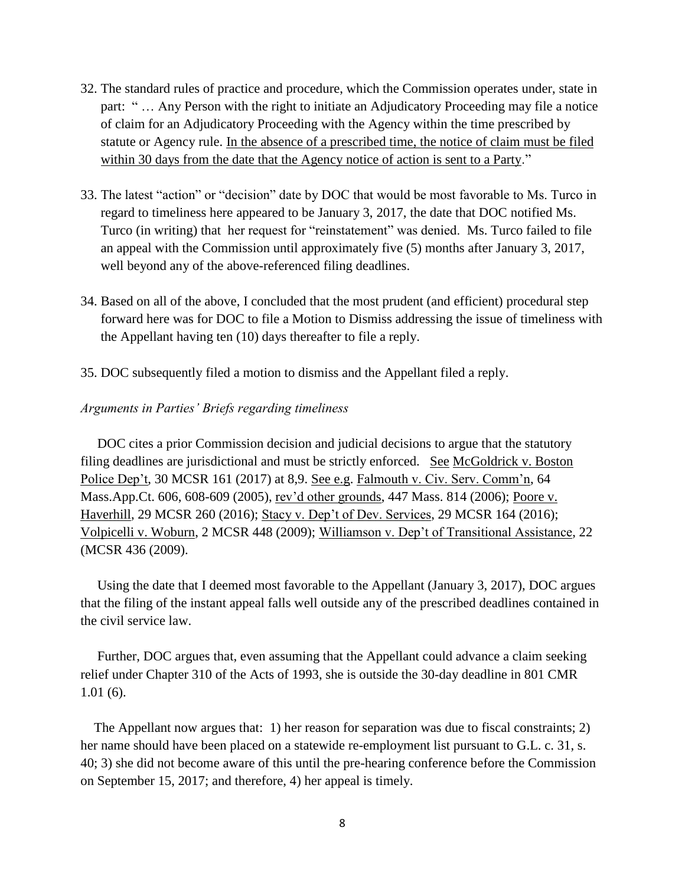32. The standard rules of practice and procedure, which the Commission operates under, state in part: " … Any Person with the right to initiate an Adjudicatory Proceeding may file a notice of claim for an Adjudicatory Proceeding with the Agency within the time prescribed by statute or Agency rule. In the absence of a prescribed time, the notice of claim must be filed within 30 days from the date that the Agency notice of action is sent to a Party."

33. The latest "action" or "decision" date by DOC that would be most favorable to Ms. Turco in regard to timeliness here appeared to be January 3, 2017, the date that DOC notified Ms. Turco (in writing) that her request for "reinstatement" was denied. Ms. Turco failed to file an appeal with the Commission until approximately five (5) months after January 3, 2017, well beyond any of the above-referenced filing deadlines.

34. Based on all of the above, I concluded that the most prudent (and efficient) procedural step forward here was for DOC to file a Motion to Dismiss addressing the issue of timeliness with the Appellant having ten (10) days thereafter to file a reply.

35. DOC subsequently filed a motion to dismiss and the Appellant filed a reply.

*Arguments in Parties' Briefs regarding timeliness*

DOC cites a prior Commission decision and judicial decisions to argue that the statutory filing deadlines are jurisdictional and must be strictly enforced. See McGoldrick v. Boston Police Dep't, 30 MCSR 161 (2017) at 8,9. See e.g. Falmouth v. Civ. Serv. Comm'n, 64 Mass.App.Ct. 606, 608-609 (2005), rev'd other grounds, 447 Mass. 814 (2006); Poore v. Haverhill, 29 MCSR 260 (2016); Stacy v. Dep't of Dev. Services, 29 MCSR 164 (2016); Volpicelli v. Woburn, 2 MCSR 448 (2009); Williamson v. Dep't of Transitional Assistance, 22 (MCSR 436 (2009).

Using the date that I deemed most favorable to the Appellant (January 3, 2017), DOC argues that the filing of the instant appeal falls well outside any of the prescribed deadlines contained in the civil service law.

Further, DOC argues that, even assuming that the Appellant could advance a claim seeking relief under Chapter 310 of the Acts of 1993, she is outside the 30-day deadline in 801 CMR 1.01 (6).

The Appellant now argues that: 1) her reason for separation was due to fiscal constraints; 2) her name should have been placed on a statewide re-employment list pursuant to G.L. c. 31, s. 40; 3) she did not become aware of this until the pre-hearing conference before the Commission on September 15, 2017; and therefore, 4) her appeal is timely.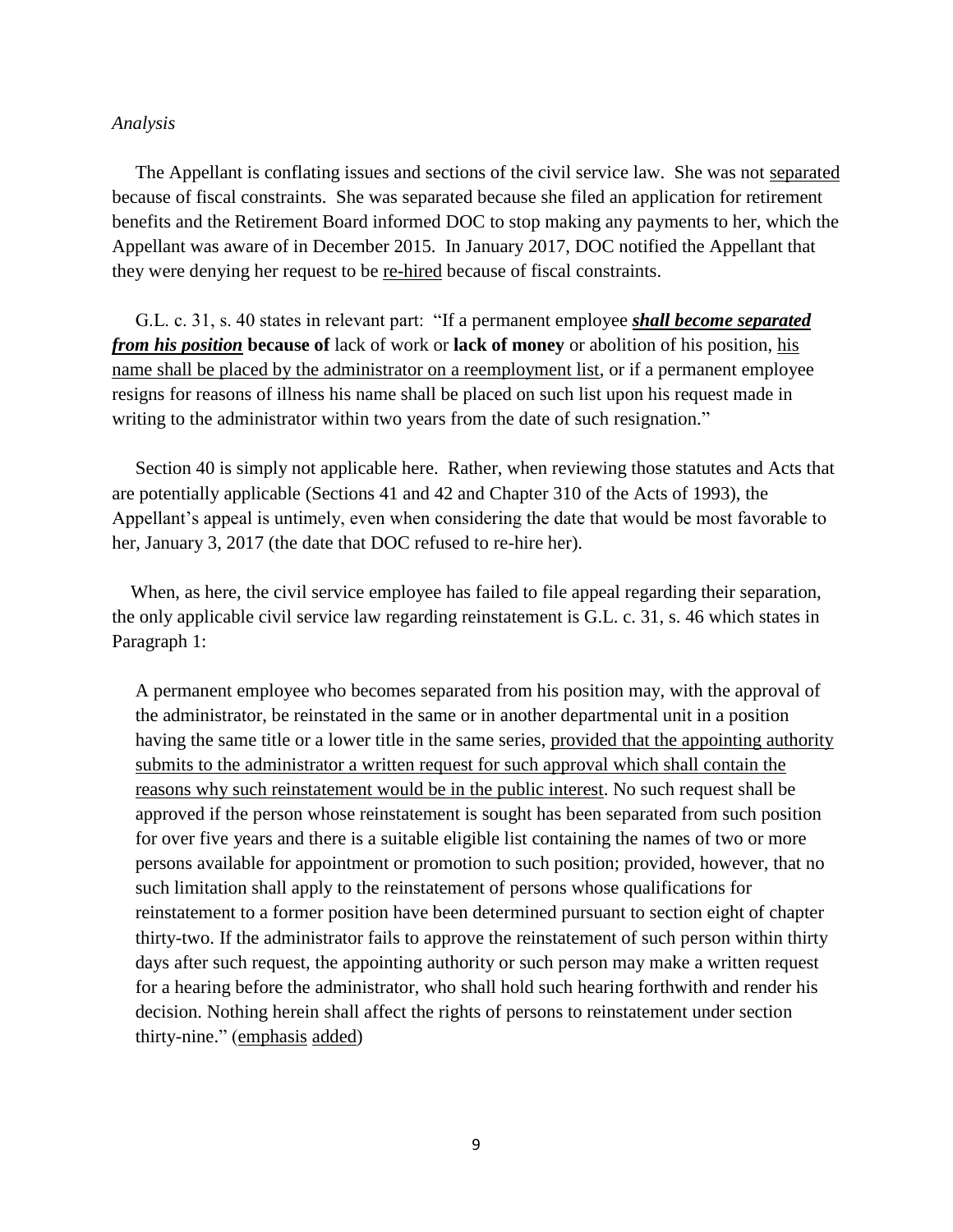*Analysis*

The Appellant is conflating issues and sections of the civil service law. She was not separated because of fiscal constraints. She was separated because she filed an application for retirement benefits and the Retirement Board informed DOC to stop making any payments to her, which the Appellant was aware of in December 2015. In January 2017, DOC notified the Appellant that they were denying her request to be re-hired because of fiscal constraints.

G.L. c. 31, s. 40 states in relevant part: "If a permanent employee ***shall become separated from his position*** **because of** lack of work or **lack of money** or abolition of his position, his name shall be placed by the administrator on a reemployment list, or if a permanent employee resigns for reasons of illness his name shall be placed on such list upon his request made in writing to the administrator within two years from the date of such resignation."

Section 40 is simply not applicable here. Rather, when reviewing those statutes and Acts that are potentially applicable (Sections 41 and 42 and Chapter 310 of the Acts of 1993), the Appellant's appeal is untimely, even when considering the date that would be most favorable to her, January 3, 2017 (the date that DOC refused to re-hire her).

When, as here, the civil service employee has failed to file appeal regarding their separation, the only applicable civil service law regarding reinstatement is G.L. c. 31, s. 46 which states in Paragraph 1:

> A permanent employee who becomes separated from his position may, with the approval of the administrator, be reinstated in the same or in another departmental unit in a position having the same title or a lower title in the same series, provided that the appointing authority submits to the administrator a written request for such approval which shall contain the reasons why such reinstatement would be in the public interest. No such request shall be approved if the person whose reinstatement is sought has been separated from such position for over five years and there is a suitable eligible list containing the names of two or more persons available for appointment or promotion to such position; provided, however, that no such limitation shall apply to the reinstatement of persons whose qualifications for reinstatement to a former position have been determined pursuant to section eight of chapter thirty-two. If the administrator fails to approve the reinstatement of such person within thirty days after such request, the appointing authority or such person may make a written request for a hearing before the administrator, who shall hold such hearing forthwith and render his decision. Nothing herein shall affect the rights of persons to reinstatement under section thirty-nine." (emphasis added)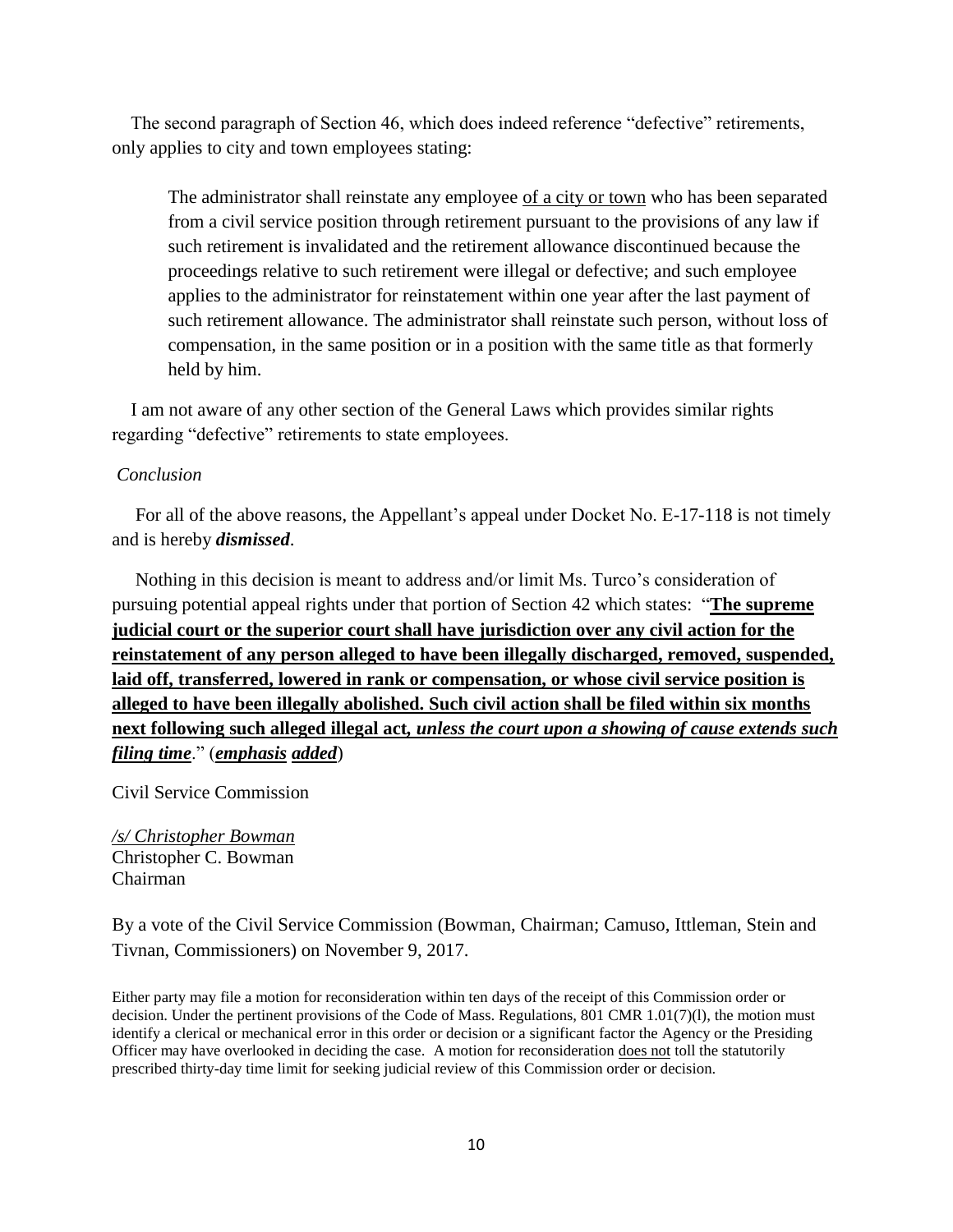The second paragraph of Section 46, which does indeed reference "defective" retirements, only applies to city and town employees stating:

> The administrator shall reinstate any employee <u>of a city or town</u> who has been separated from a civil service position through retirement pursuant to the provisions of any law if such retirement is invalidated and the retirement allowance discontinued because the proceedings relative to such retirement were illegal or defective; and such employee applies to the administrator for reinstatement within one year after the last payment of such retirement allowance. The administrator shall reinstate such person, without loss of compensation, in the same position or in a position with the same title as that formerly held by him.

I am not aware of any other section of the General Laws which provides similar rights regarding "defective" retirements to state employees.

*Conclusion*

For all of the above reasons, the Appellant's appeal under Docket No. E-17-118 is not timely and is hereby ***dismissed***.

Nothing in this decision is meant to address and/or limit Ms. Turco's consideration of pursuing potential appeal rights under that portion of Section 42 which states: "<u>**The supreme judicial court or the superior court shall have jurisdiction over any civil action for the reinstatement of any person alleged to have been illegally discharged, removed, suspended, laid off, transferred, lowered in rank or compensation, or whose civil service position is alleged to have been illegally abolished. Such civil action shall be filed within six months next following such alleged illegal act, *unless the court upon a showing of cause extends such filing time***</u>." (<u>***emphasis***</u> <u>***added***</u>)

Civil Service Commission

*<u>/s/ Christopher Bowman</u>*
Christopher C. Bowman
Chairman

By a vote of the Civil Service Commission (Bowman, Chairman; Camuso, Ittleman, Stein and Tivnan, Commissioners) on November 9, 2017.

Either party may file a motion for reconsideration within ten days of the receipt of this Commission order or decision. Under the pertinent provisions of the Code of Mass. Regulations, 801 CMR 1.01(7)(l), the motion must identify a clerical or mechanical error in this order or decision or a significant factor the Agency or the Presiding Officer may have overlooked in deciding the case. A motion for reconsideration <u>does not</u> toll the statutorily prescribed thirty-day time limit for seeking judicial review of this Commission order or decision.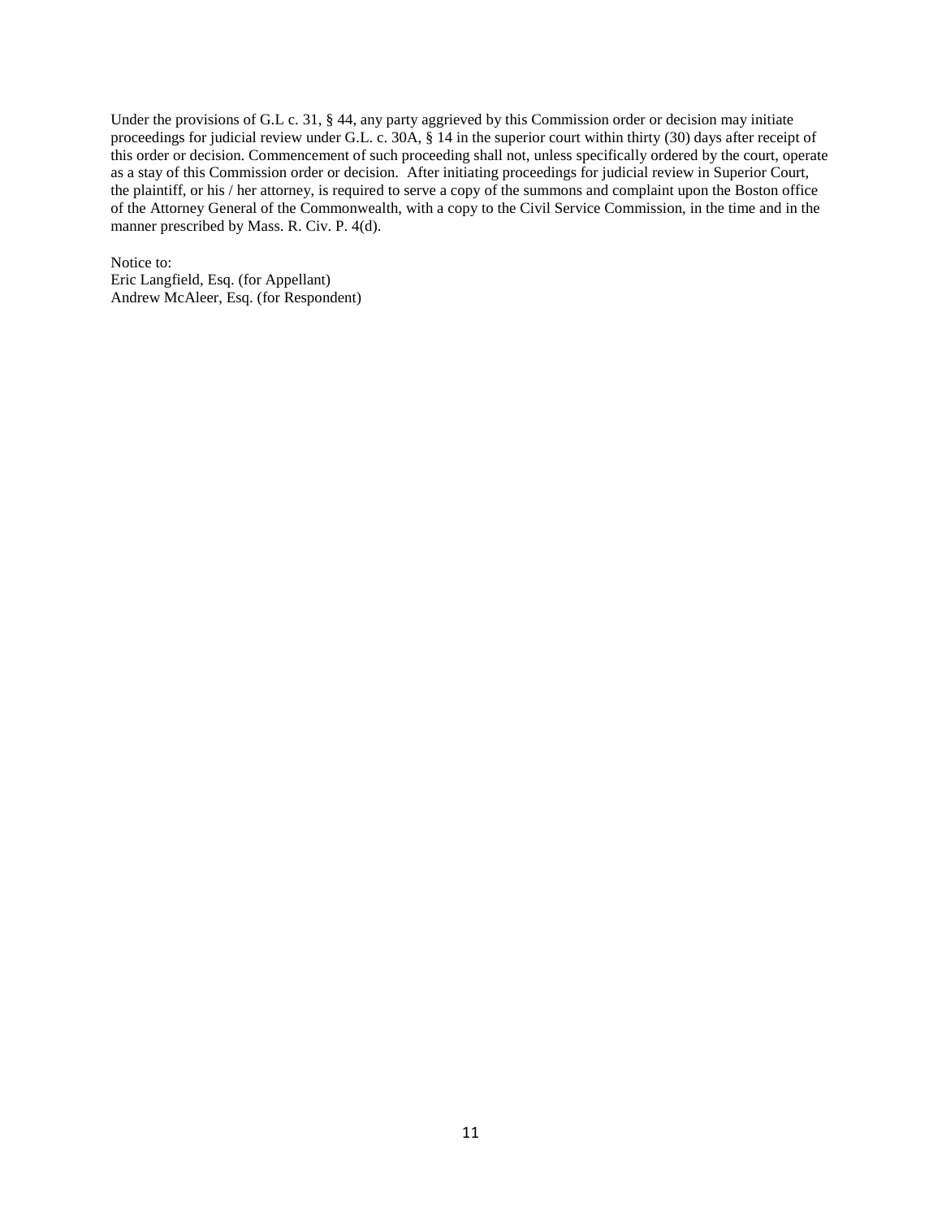Under the provisions of G.L c. 31, § 44, any party aggrieved by this Commission order or decision may initiate proceedings for judicial review under G.L. c. 30A, § 14 in the superior court within thirty (30) days after receipt of this order or decision. Commencement of such proceeding shall not, unless specifically ordered by the court, operate as a stay of this Commission order or decision. After initiating proceedings for judicial review in Superior Court, the plaintiff, or his / her attorney, is required to serve a copy of the summons and complaint upon the Boston office of the Attorney General of the Commonwealth, with a copy to the Civil Service Commission, in the time and in the manner prescribed by Mass. R. Civ. P. 4(d).

Notice to:
Eric Langfield, Esq. (for Appellant)
Andrew McAleer, Esq. (for Respondent)